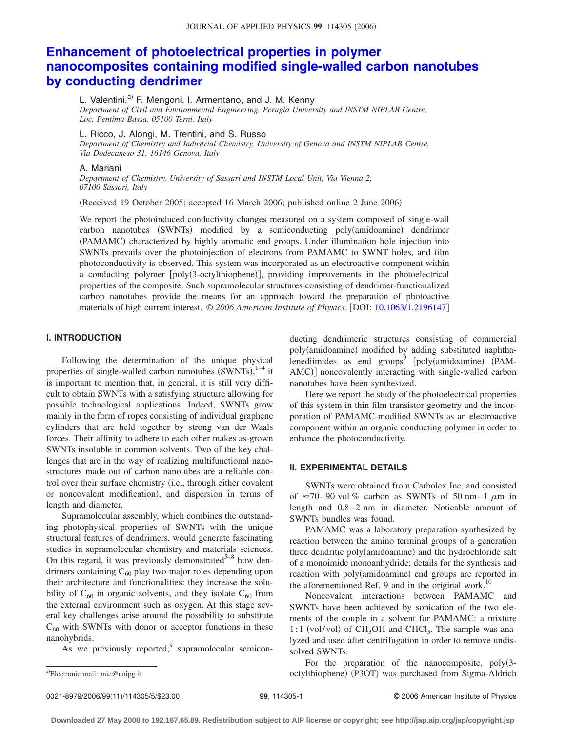# Enhancement of photoelectrical properties in polymer nanocomposites containing modified single-walled carbon nanotubes by conducting dendrimer

L. Valentini,[a] F. Mengoni, I. Armentano, and J. M. Kenny

*Department of Civil and Environmental Engineering, Perugia University and INSTM NIPLAB Centre, Loc. Pentima Bassa, 05100 Terni, Italy*

L. Ricco, J. Alongi, M. Trentini, and S. Russo

*Department of Chemistry and Industrial Chemistry, University of Genova and INSTM NIPLAB Centre, Via Dodecaneso 31, 16146 Genova, Italy*

A. Mariani

*Department of Chemistry, University of Sassari and INSTM Local Unit, Via Vienna 2, 07100 Sassari, Italy*

(Received 19 October 2005; accepted 16 March 2006; published online 2 June 2006)

We report the photoinduced conductivity changes measured on a system composed of single-wall carbon nanotubes (SWNTs) modified by a semiconducting poly(amidoamine) dendrimer (PAMAMC) characterized by highly aromatic end groups. Under illumination hole injection into SWNTs prevails over the photoinjection of electrons from PAMAMC to SWNT holes, and film photoconductivity is observed. This system was incorporated as an electroactive component within a conducting polymer [poly(3-octylthiophene)], providing improvements in the photoelectrical properties of the composite. Such supramolecular structures consisting of dendrimer-functionalized carbon nanotubes provide the means for an approach toward the preparation of photoactive materials of high current interest. *© 2006 American Institute of Physics*. [DOI: 10.1063/1.2196147]

## I. INTRODUCTION

Following the determination of the unique physical properties of single-walled carbon nanotubes (SWNTs),[1–4] it is important to mention that, in general, it is still very difficult to obtain SWNTs with a satisfying structure allowing for possible technological applications. Indeed, SWNTs grow mainly in the form of ropes consisting of individual graphene cylinders that are held together by strong van der Waals forces. Their affinity to adhere to each other makes as-grown SWNTs insoluble in common solvents. Two of the key challenges that are in the way of realizing multifunctional nanostructures made out of carbon nanotubes are a reliable control over their surface chemistry (i.e., through either covalent or noncovalent modification), and dispersion in terms of length and diameter.

Supramolecular assembly, which combines the outstanding photophysical properties of SWNTs with the unique structural features of dendrimers, would generate fascinating studies in supramolecular chemistry and materials sciences. On this regard, it was previously demonstrated[5–8] how dendrimers containing $C_{60}$ play two major roles depending upon their architecture and functionalities: they increase the solubility of $C_{60}$ in organic solvents, and they isolate $C_{60}$ from the external environment such as oxygen. At this stage several key challenges arise around the possibility to substitute $C_{60}$ with SWNTs with donor or acceptor functions in these nanohybrids.

As we previously reported,[9] supramolecular semiconducting dendrimeric structures consisting of commercial poly(amidoamine) modified by adding substituted naphthalenediimides as end groups[9] [poly(amidoamine) (PAMAMC)] noncovalently interacting with single-walled carbon nanotubes have been synthesized.

Here we report the study of the photoelectrical properties of this system in thin film transistor geometry and the incorporation of PAMAMC-modified SWNTs as an electroactive component within an organic conducting polymer in order to enhance the photoconductivity.

## II. EXPERIMENTAL DETAILS

SWNTs were obtained from Carbolex Inc. and consisted of ≈70–90 vol % carbon as SWNTs of 50 nm–1 μm in length and 0.8–2 nm in diameter. Noticable amount of SWNTs bundles was found.

PAMAMC was a laboratory preparation synthesized by reaction between the amino terminal groups of a generation three dendritic poly(amidoamine) and the hydrochloride salt of a monoimide monoanhydride: details for the synthesis and reaction with poly(amidoamine) end groups are reported in the aforementioned Ref. 9 and in the original work.[10]

Noncovalent interactions between PAMAMC and SWNTs have been achieved by sonication of the two elements of the couple in a solvent for PAMAMC: a mixture 1:1 (vol/vol) of $CH_3OH$ and $CHCl_3$. The sample was analyzed and used after centrifugation in order to remove undissolved SWNTs.

For the preparation of the nanocomposite, poly(3-octylthiophene) (P3OT) was purchased from Sigma-Aldrich

[a]Electronic mail: mic@unipg.it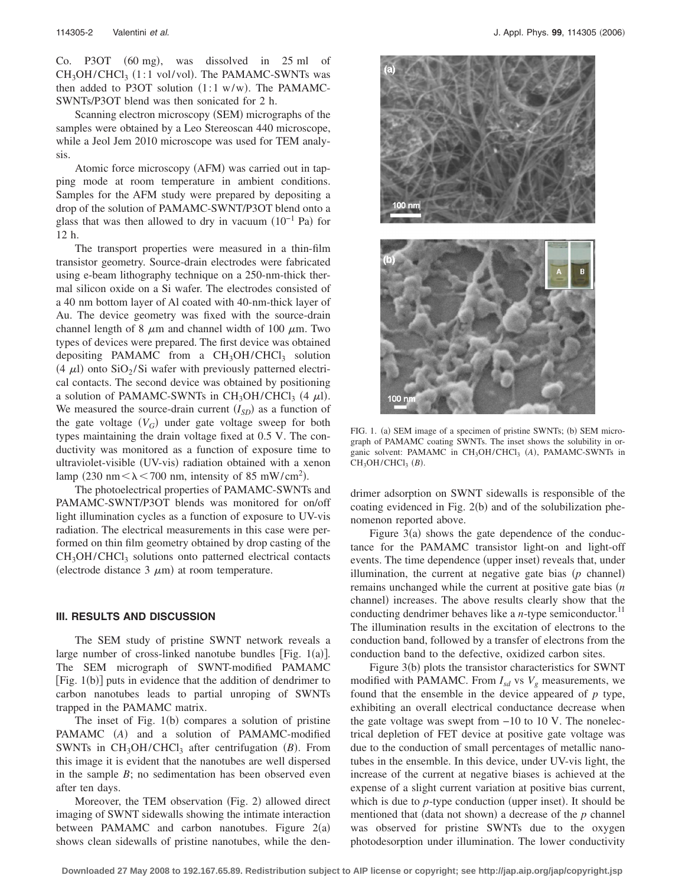Co. P3OT (60 mg), was dissolved in 25 ml of $CH_3OH/CHCl_3$ (1:1 vol/vol). The PAMAMC-SWNTs was then added to P3OT solution (1:1 w/w). The PAMAMC-SWNTs/P3OT blend was then sonicated for 2 h.

Scanning electron microscopy (SEM) micrographs of the samples were obtained by a Leo Stereoscan 440 microscope, while a Jeol Jem 2010 microscope was used for TEM analysis.

Atomic force microscopy (AFM) was carried out in tapping mode at room temperature in ambient conditions. Samples for the AFM study were prepared by depositing a drop of the solution of PAMAMC-SWNT/P3OT blend onto a glass that was then allowed to dry in vacuum ($10^{-1}$ Pa) for 12 h.

The transport properties were measured in a thin-film transistor geometry. Source-drain electrodes were fabricated using e-beam lithography technique on a 250-nm-thick thermal silicon oxide on a Si wafer. The electrodes consisted of a 40 nm bottom layer of Al coated with 40-nm-thick layer of Au. The device geometry was fixed with the source-drain channel length of 8 $\mu$m and channel width of 100 $\mu$m. Two types of devices were prepared. The first device was obtained depositing PAMAMC from a $CH_3OH/CHCl_3$ solution (4 $\mu$l) onto $SiO_2$/Si wafer with previously patterned electrical contacts. The second device was obtained by positioning a solution of PAMAMC-SWNTs in $CH_3OH/CHCl_3$ (4 $\mu$l). We measured the source-drain current ($I_{SD}$) as a function of the gate voltage ($V_G$) under gate voltage sweep for both types maintaining the drain voltage fixed at 0.5 V. The conductivity was monitored as a function of exposure time to ultraviolet-visible (UV-vis) radiation obtained with a xenon lamp (230 nm $< \lambda <$ 700 nm, intensity of 85 mW/cm$^2$).

The photoelectrical properties of PAMAMC-SWNTs and PAMAMC-SWNT/P3OT blends was monitored for on/off light illumination cycles as a function of exposure to UV-vis radiation. The electrical measurements in this case were performed on thin film geometry obtained by drop casting of the $CH_3OH/CHCl_3$ solutions onto patterned electrical contacts (electrode distance 3 $\mu$m) at room temperature.

## III. RESULTS AND DISCUSSION

The SEM study of pristine SWNT network reveals a large number of cross-linked nanotube bundles [Fig. 1(a)]. The SEM micrograph of SWNT-modified PAMAMC [Fig. 1(b)] puts in evidence that the addition of dendrimer to carbon nanotubes leads to partial unroping of SWNTs trapped in the PAMAMC matrix.

The inset of Fig. 1(b) compares a solution of pristine PAMAMC (*A*) and a solution of PAMAMC-modified SWNTs in $CH_3OH/CHCl_3$ after centrifugation (*B*). From this image it is evident that the nanotubes are well dispersed in the sample *B*; no sedimentation has been observed even after ten days.

Moreover, the TEM observation (Fig. 2) allowed direct imaging of SWNT sidewalls showing the intimate interaction between PAMAMC and carbon nanotubes. Figure 2(a) shows clean sidewalls of pristine nanotubes, while the dendrimer adsorption on SWNT sidewalls is responsible of the coating evidenced in Fig. 2(b) and of the solubilization phenomenon reported above.

FIG. 1. (a) SEM image of a specimen of pristine SWNTs; (b) SEM micrograph of PAMAMC coating SWNTs. The inset shows the solubility in organic solvent: PAMAMC in $CH_3OH/CHCl_3$ (*A*), PAMAMC-SWNTs in $CH_3OH/CHCl_3$ (*B*).

Figure 3(a) shows the gate dependence of the conductance for the PAMAMC transistor light-on and light-off events. The time dependence (upper inset) reveals that, under illumination, the current at negative gate bias (*p* channel) remains unchanged while the current at positive gate bias (*n* channel) increases. The above results clearly show that the conducting dendrimer behaves like a *n*-type semiconductor.[11] The illumination results in the excitation of electrons to the conduction band, followed by a transfer of electrons from the conduction band to the defective, oxidized carbon sites.

Figure 3(b) plots the transistor characteristics for SWNT modified with PAMAMC. From $I_{sd}$ vs $V_g$ measurements, we found that the ensemble in the device appeared of *p* type, exhibiting an overall electrical conductance decrease when the gate voltage was swept from −10 to 10 V. The nonelectrical depletion of FET device at positive gate voltage was due to the conduction of small percentages of metallic nanotubes in the ensemble. In this device, under UV-vis light, the increase of the current at negative biases is achieved at the expense of a slight current variation at positive bias current, which is due to *p*-type conduction (upper inset). It should be mentioned that (data not shown) a decrease of the *p* channel was observed for pristine SWNTs due to the oxygen photodesorption under illumination. The lower conductivity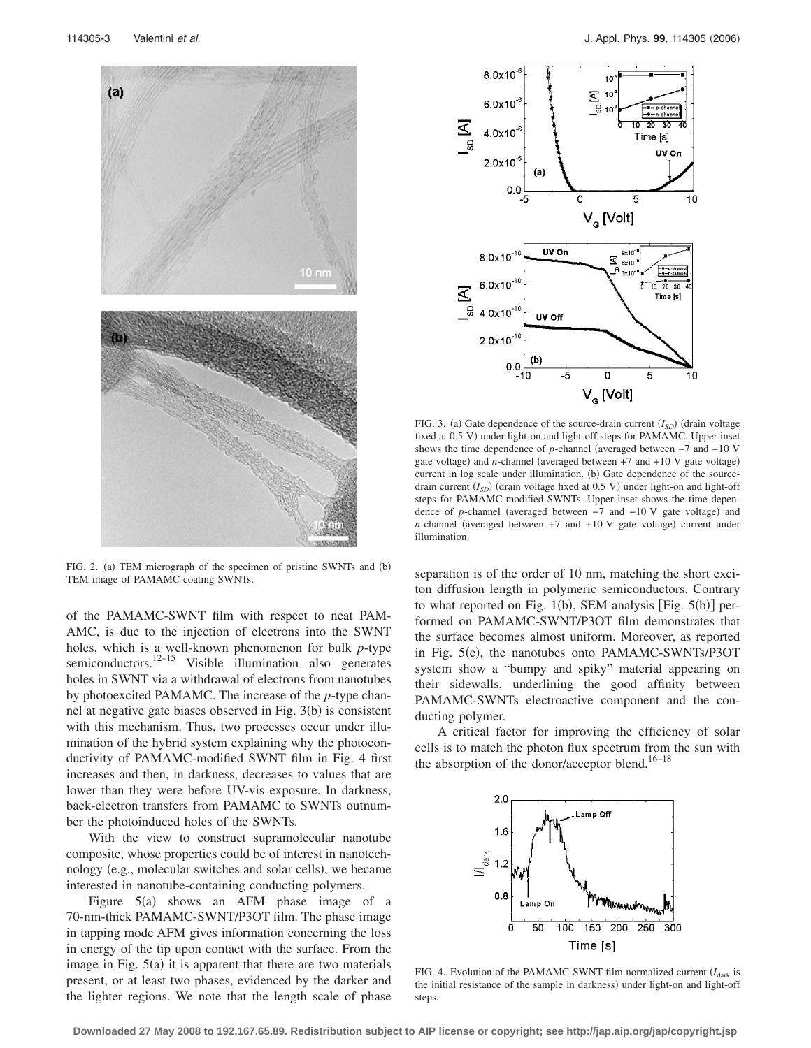FIG. 2. (a) TEM micrograph of the specimen of pristine SWNTs and (b) TEM image of PAMAMC coating SWNTs.

of the PAMAMC-SWNT film with respect to neat PAMAMC, is due to the injection of electrons into the SWNT holes, which is a well-known phenomenon for bulk *p*-type semiconductors.[12–15] Visible illumination also generates holes in SWNT via a withdrawal of electrons from nanotubes by photoexcited PAMAMC. The increase of the *p*-type channel at negative gate biases observed in Fig. 3(b) is consistent with this mechanism. Thus, two processes occur under illumination of the hybrid system explaining why the photoconductivity of PAMAMC-modified SWNT film in Fig. 4 first increases and then, in darkness, decreases to values that are lower than they were before UV-vis exposure. In darkness, back-electron transfers from PAMAMC to SWNTs outnumber the photoinduced holes of the SWNTs.

With the view to construct supramolecular nanotube composite, whose properties could be of interest in nanotechnology (e.g., molecular switches and solar cells), we became interested in nanotube-containing conducting polymers.

Figure 5(a) shows an AFM phase image of a 70-nm-thick PAMAMC-SWNT/P3OT film. The phase image in tapping mode AFM gives information concerning the loss in energy of the tip upon contact with the surface. From the image in Fig. 5(a) it is apparent that there are two materials present, or at least two phases, evidenced by the darker and the lighter regions. We note that the length scale of phase separation is of the order of 10 nm, matching the short exciton diffusion length in polymeric semiconductors. Contrary to what reported on Fig. 1(b), SEM analysis [Fig. 5(b)] performed on PAMAMC-SWNT/P3OT film demonstrates that the surface becomes almost uniform. Moreover, as reported in Fig. 5(c), the nanotubes onto PAMAMC-SWNTs/P3OT system show a "bumpy and spiky" material appearing on their sidewalls, underlining the good affinity between PAMAMC-SWNTs electroactive component and the conducting polymer.

A critical factor for improving the efficiency of solar cells is to match the photon flux spectrum from the sun with the absorption of the donor/acceptor blend.[16–18]

FIG. 3. (a) Gate dependence of the source-drain current ($I_{SD}$) (drain voltage fixed at 0.5 V) under light-on and light-off steps for PAMAMC. Upper inset shows the time dependence of *p*-channel (averaged between −7 and −10 V gate voltage) and *n*-channel (averaged between +7 and +10 V gate voltage) current in log scale under illumination. (b) Gate dependence of the source-drain current ($I_{SD}$) (drain voltage fixed at 0.5 V) under light-on and light-off steps for PAMAMC-modified SWNTs. Upper inset shows the time dependence of *p*-channel (averaged between −7 and −10 V gate voltage) and *n*-channel (averaged between +7 and +10 V gate voltage) current under illumination.

FIG. 4. Evolution of the PAMAMC-SWNT film normalized current ($I_{\text{dark}}$ is the initial resistance of the sample in darkness) under light-on and light-off steps.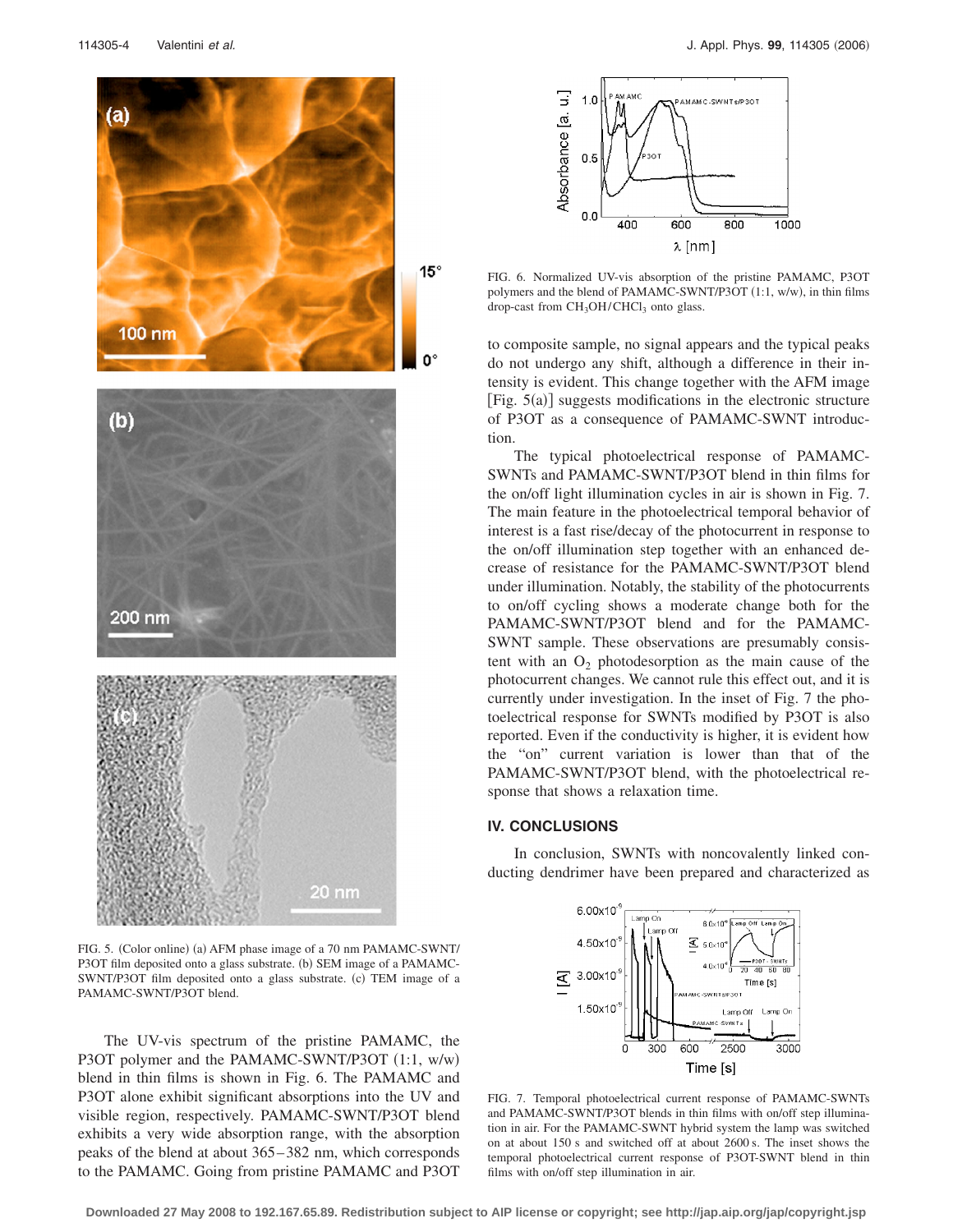FIG. 5. (Color online) (a) AFM phase image of a 70 nm PAMAMC-SWNT/P3OT film deposited onto a glass substrate. (b) SEM image of a PAMAMC-SWNT/P3OT film deposited onto a glass substrate. (c) TEM image of a PAMAMC-SWNT/P3OT blend.

The UV-vis spectrum of the pristine PAMAMC, the P3OT polymer and the PAMAMC-SWNT/P3OT (1:1, w/w) blend in thin films is shown in Fig. 6. The PAMAMC and P3OT alone exhibit significant absorptions into the UV and visible region, respectively. PAMAMC-SWNT/P3OT blend exhibits a very wide absorption range, with the absorption peaks of the blend at about 365–382 nm, which corresponds to the PAMAMC. Going from pristine PAMAMC and P3OT to composite sample, no signal appears and the typical peaks do not undergo any shift, although a difference in their intensity is evident. This change together with the AFM image [Fig. 5(a)] suggests modifications in the electronic structure of P3OT as a consequence of PAMAMC-SWNT introduction.

FIG. 6. Normalized UV-vis absorption of the pristine PAMAMC, P3OT polymers and the blend of PAMAMC-SWNT/P3OT (1:1, w/w), in thin films drop-cast from $CH_3OH/CHCl_3$ onto glass.

The typical photoelectrical response of PAMAMC-SWNTs and PAMAMC-SWNT/P3OT blend in thin films for the on/off light illumination cycles in air is shown in Fig. 7. The main feature in the photoelectrical temporal behavior of interest is a fast rise/decay of the photocurrent in response to the on/off illumination step together with an enhanced decrease of resistance for the PAMAMC-SWNT/P3OT blend under illumination. Notably, the stability of the photocurrents to on/off cycling shows a moderate change both for the PAMAMC-SWNT/P3OT blend and for the PAMAMC-SWNT sample. These observations are presumably consistent with an $O_2$ photodesorption as the main cause of the photocurrent changes. We cannot rule this effect out, and it is currently under investigation. In the inset of Fig. 7 the photoelectrical response for SWNTs modified by P3OT is also reported. Even if the conductivity is higher, it is evident how the "on" current variation is lower than that of the PAMAMC-SWNT/P3OT blend, with the photoelectrical response that shows a relaxation time.

## IV. CONCLUSIONS

In conclusion, SWNTs with noncovalently linked conducting dendrimer have been prepared and characterized as

FIG. 7. Temporal photoelectrical current response of PAMAMC-SWNTs and PAMAMC-SWNT/P3OT blends in thin films with on/off step illumination in air. For the PAMAMC-SWNT hybrid system the lamp was switched on at about 150 s and switched off at about 2600 s. The inset shows the temporal photoelectrical current response of P3OT-SWNT blend in thin films with on/off step illumination in air.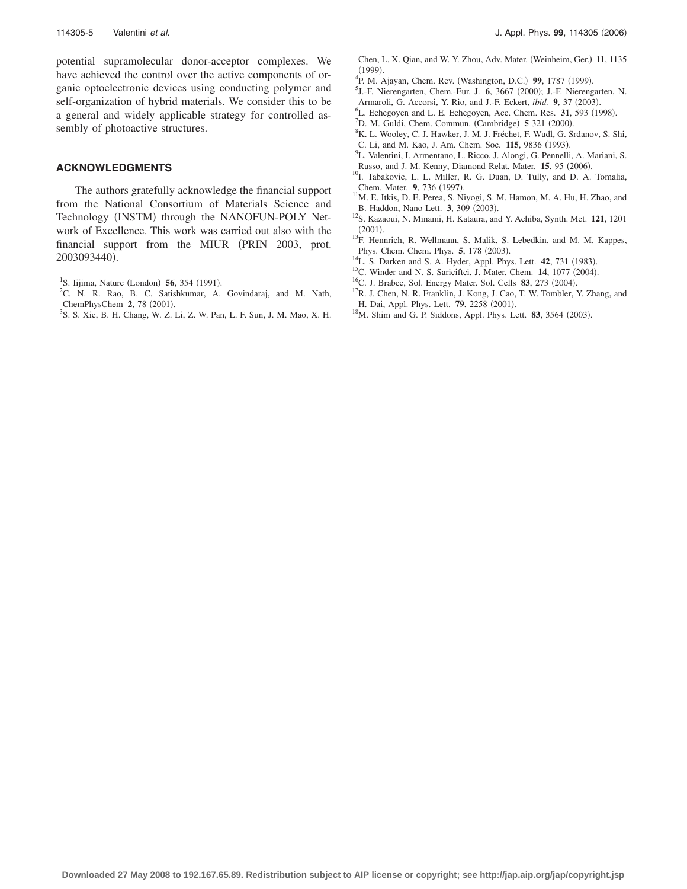potential supramolecular donor-acceptor complexes. We have achieved the control over the active components of organic optoelectronic devices using conducting polymer and self-organization of hybrid materials. We consider this to be a general and widely applicable strategy for controlled assembly of photoactive structures.

## ACKNOWLEDGMENTS

The authors gratefully acknowledge the financial support from the National Consortium of Materials Science and Technology (INSTM) through the NANOFUN-POLY Network of Excellence. This work was carried out also with the financial support from the MIUR (PRIN 2003, prot. 2003093440).

[1] S. Iijima, Nature (London) **56**, 354 (1991).

[2] C. N. R. Rao, B. C. Satishkumar, A. Govindaraj, and M. Nath, ChemPhysChem **2**, 78 (2001).

[3] S. S. Xie, B. H. Chang, W. Z. Li, Z. W. Pan, L. F. Sun, J. M. Mao, X. H. Chen, L. X. Qian, and W. Y. Zhou, Adv. Mater. (Weinheim, Ger.) **11**, 1135 (1999).

[4] P. M. Ajayan, Chem. Rev. (Washington, D.C.) **99**, 1787 (1999).

[5] J.-F. Nierengarten, Chem.-Eur. J. **6**, 3667 (2000); J.-F. Nierengarten, N. Armaroli, G. Accorsi, Y. Rio, and J.-F. Eckert, *ibid.* **9**, 37 (2003).

[6] L. Echegoyen and L. E. Echegoyen, Acc. Chem. Res. **31**, 593 (1998).

[7] D. M. Guldi, Chem. Commun. (Cambridge) **5** 321 (2000).

[8] K. L. Wooley, C. J. Hawker, J. M. J. Fréchet, F. Wudl, G. Srdanov, S. Shi, C. Li, and M. Kao, J. Am. Chem. Soc. **115**, 9836 (1993).

[9] L. Valentini, I. Armentano, L. Ricco, J. Alongi, G. Pennelli, A. Mariani, S. Russo, and J. M. Kenny, Diamond Relat. Mater. **15**, 95 (2006).

[10] I. Tabakovic, L. L. Miller, R. G. Duan, D. Tully, and D. A. Tomalia, Chem. Mater. **9**, 736 (1997).

[11] M. E. Itkis, D. E. Perea, S. Niyogi, S. M. Hamon, M. A. Hu, H. Zhao, and B. Haddon, Nano Lett. **3**, 309 (2003).

[12] S. Kazaoui, N. Minami, H. Kataura, and Y. Achiba, Synth. Met. **121**, 1201 (2001).

[13] F. Hennrich, R. Wellmann, S. Malik, S. Lebedkin, and M. M. Kappes, Phys. Chem. Chem. Phys. **5**, 178 (2003).

[14] L. S. Darken and S. A. Hyder, Appl. Phys. Lett. **42**, 731 (1983).

[15] C. Winder and N. S. Sariciftci, J. Mater. Chem. **14**, 1077 (2004).

[16] C. J. Brabec, Sol. Energy Mater. Sol. Cells **83**, 273 (2004).

[17] R. J. Chen, N. R. Franklin, J. Kong, J. Cao, T. W. Tombler, Y. Zhang, and H. Dai, Appl. Phys. Lett. **79**, 2258 (2001).

[18] M. Shim and G. P. Siddons, Appl. Phys. Lett. **83**, 3564 (2003).